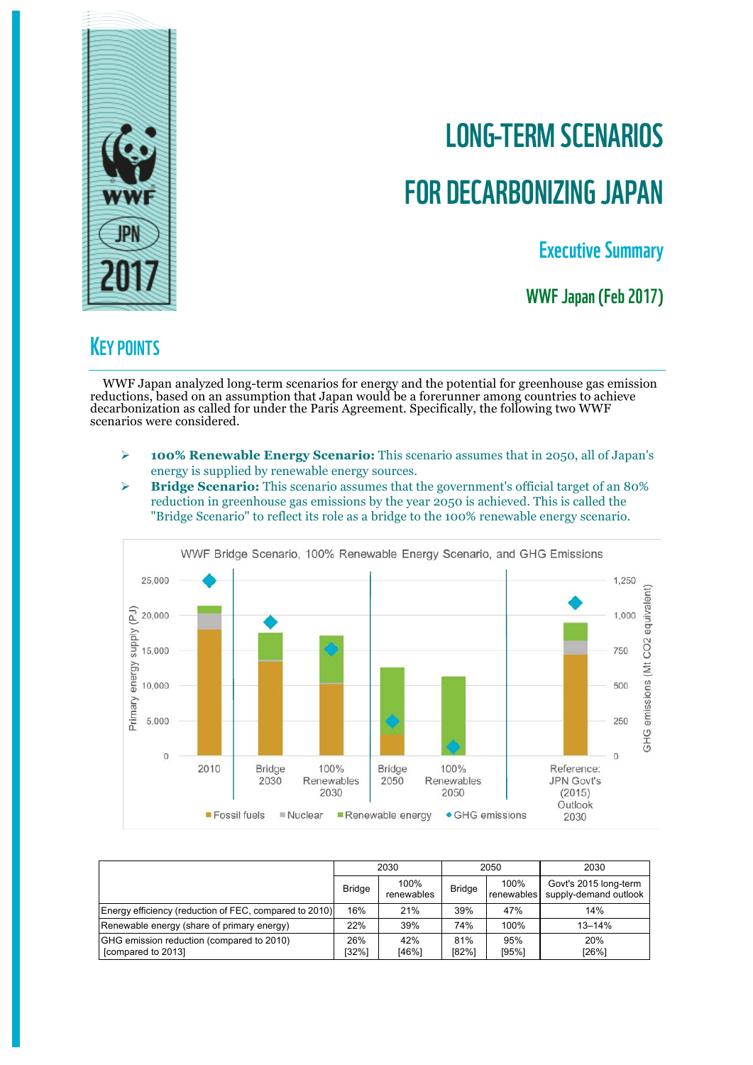# LONG-TERM SCENARIOS FOR DECARBONIZING JAPAN

## Executive Summary

### WWF Japan (Feb 2017)

## KEY POINTS

WWF Japan analyzed long-term scenarios for energy and the potential for greenhouse gas emission reductions, based on an assumption that Japan would be a forerunner among countries to achieve decarbonization as called for under the Paris Agreement. Specifically, the following two WWF scenarios were considered.

- **100% Renewable Energy Scenario:** This scenario assumes that in 2050, all of Japan's energy is supplied by renewable energy sources.
- **Bridge Scenario:** This scenario assumes that the government's official target of an 80% reduction in greenhouse gas emissions by the year 2050 is achieved. This is called the "Bridge Scenario" to reflect its role as a bridge to the 100% renewable energy scenario.

WWF Bridge Scenario, 100% Renewable Energy Scenario, and GHG Emissions

| | 2030 | | 2050 | | 2030 |
|---|---|---|---|---|---|
| | Bridge | 100% renewables | Bridge | 100% renewables | Govt's 2015 long-term supply-demand outlook |
| Energy efficiency (reduction of FEC, compared to 2010) | 16% | 21% | 39% | 47% | 14% |
| Renewable energy (share of primary energy) | 22% | 39% | 74% | 100% | 13–14% |
| GHG emission reduction (compared to 2010) [compared to 2013] | 26% [32%] | 42% [46%] | 81% [82%] | 95% [95%] | 20% [26%] |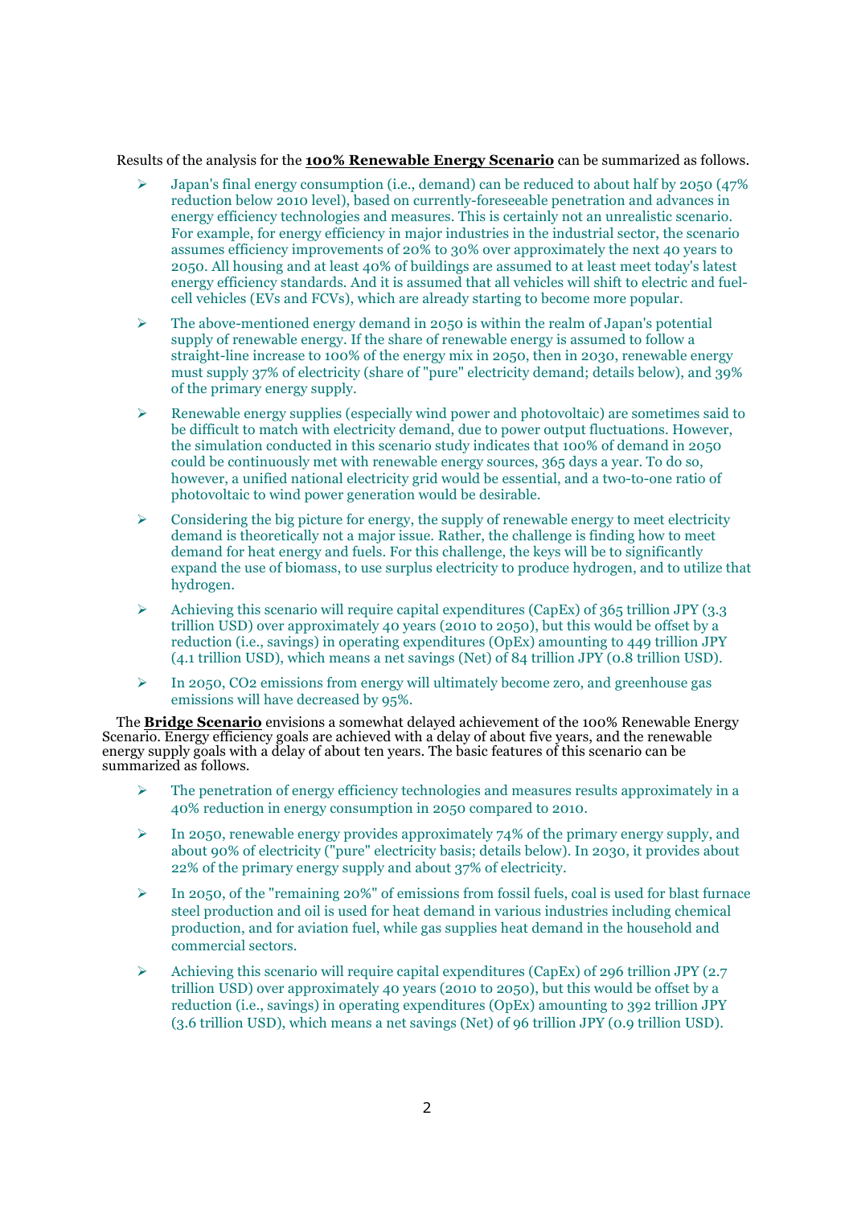Results of the analysis for the **100% Renewable Energy Scenario** can be summarized as follows.

- Japan's final energy consumption (i.e., demand) can be reduced to about half by 2050 (47% reduction below 2010 level), based on currently-foreseeable penetration and advances in energy efficiency technologies and measures. This is certainly not an unrealistic scenario. For example, for energy efficiency in major industries in the industrial sector, the scenario assumes efficiency improvements of 20% to 30% over approximately the next 40 years to 2050. All housing and at least 40% of buildings are assumed to at least meet today's latest energy efficiency standards. And it is assumed that all vehicles will shift to electric and fuel-cell vehicles (EVs and FCVs), which are already starting to become more popular.
- The above-mentioned energy demand in 2050 is within the realm of Japan's potential supply of renewable energy. If the share of renewable energy is assumed to follow a straight-line increase to 100% of the energy mix in 2050, then in 2030, renewable energy must supply 37% of electricity (share of "pure" electricity demand; details below), and 39% of the primary energy supply.
- Renewable energy supplies (especially wind power and photovoltaic) are sometimes said to be difficult to match with electricity demand, due to power output fluctuations. However, the simulation conducted in this scenario study indicates that 100% of demand in 2050 could be continuously met with renewable energy sources, 365 days a year. To do so, however, a unified national electricity grid would be essential, and a two-to-one ratio of photovoltaic to wind power generation would be desirable.
- Considering the big picture for energy, the supply of renewable energy to meet electricity demand is theoretically not a major issue. Rather, the challenge is finding how to meet demand for heat energy and fuels. For this challenge, the keys will be to significantly expand the use of biomass, to use surplus electricity to produce hydrogen, and to utilize that hydrogen.
- Achieving this scenario will require capital expenditures (CapEx) of 365 trillion JPY (3.3 trillion USD) over approximately 40 years (2010 to 2050), but this would be offset by a reduction (i.e., savings) in operating expenditures (OpEx) amounting to 449 trillion JPY (4.1 trillion USD), which means a net savings (Net) of 84 trillion JPY (0.8 trillion USD).
- In 2050, $CO_2$ emissions from energy will ultimately become zero, and greenhouse gas emissions will have decreased by 95%.

The **Bridge Scenario** envisions a somewhat delayed achievement of the 100% Renewable Energy Scenario. Energy efficiency goals are achieved with a delay of about five years, and the renewable energy supply goals with a delay of about ten years. The basic features of this scenario can be summarized as follows.

- The penetration of energy efficiency technologies and measures results approximately in a 40% reduction in energy consumption in 2050 compared to 2010.
- In 2050, renewable energy provides approximately 74% of the primary energy supply, and about 90% of electricity ("pure" electricity basis; details below). In 2030, it provides about 22% of the primary energy supply and about 37% of electricity.
- In 2050, of the "remaining 20%" of emissions from fossil fuels, coal is used for blast furnace steel production and oil is used for heat demand in various industries including chemical production, and for aviation fuel, while gas supplies heat demand in the household and commercial sectors.
- Achieving this scenario will require capital expenditures (CapEx) of 296 trillion JPY (2.7 trillion USD) over approximately 40 years (2010 to 2050), but this would be offset by a reduction (i.e., savings) in operating expenditures (OpEx) amounting to 392 trillion JPY (3.6 trillion USD), which means a net savings (Net) of 96 trillion JPY (0.9 trillion USD).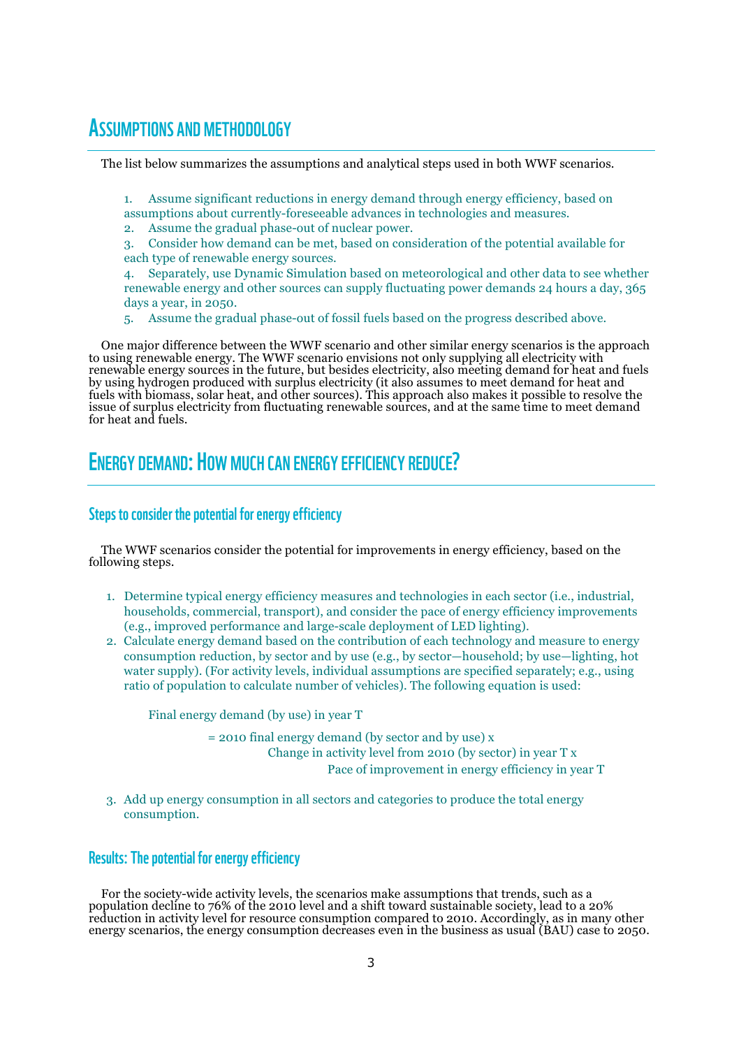## Assumptions and methodology

The list below summarizes the assumptions and analytical steps used in both WWF scenarios.

1. Assume significant reductions in energy demand through energy efficiency, based on assumptions about currently-foreseeable advances in technologies and measures.
2. Assume the gradual phase-out of nuclear power.
3. Consider how demand can be met, based on consideration of the potential available for each type of renewable energy sources.
4. Separately, use Dynamic Simulation based on meteorological and other data to see whether renewable energy and other sources can supply fluctuating power demands 24 hours a day, 365 days a year, in 2050.
5. Assume the gradual phase-out of fossil fuels based on the progress described above.

One major difference between the WWF scenario and other similar energy scenarios is the approach to using renewable energy. The WWF scenario envisions not only supplying all electricity with renewable energy sources in the future, but besides electricity, also meeting demand for heat and fuels by using hydrogen produced with surplus electricity (it also assumes to meet demand for heat and fuels with biomass, solar heat, and other sources). This approach also makes it possible to resolve the issue of surplus electricity from fluctuating renewable sources, and at the same time to meet demand for heat and fuels.

## Energy demand: How much can energy efficiency reduce?

### Steps to consider the potential for energy efficiency

The WWF scenarios consider the potential for improvements in energy efficiency, based on the following steps.

1. Determine typical energy efficiency measures and technologies in each sector (i.e., industrial, households, commercial, transport), and consider the pace of energy efficiency improvements (e.g., improved performance and large-scale deployment of LED lighting).
2. Calculate energy demand based on the contribution of each technology and measure to energy consumption reduction, by sector and by use (e.g., by sector—household; by use—lighting, hot water supply). (For activity levels, individual assumptions are specified separately; e.g., using ratio of population to calculate number of vehicles). The following equation is used:

   Final energy demand (by use) in year T

   = 2010 final energy demand (by sector and by use) x
   Change in activity level from 2010 (by sector) in year T x
   Pace of improvement in energy efficiency in year T

3. Add up energy consumption in all sectors and categories to produce the total energy consumption.

### Results: The potential for energy efficiency

For the society-wide activity levels, the scenarios make assumptions that trends, such as a population decline to 76% of the 2010 level and a shift toward sustainable society, lead to a 20% reduction in activity level for resource consumption compared to 2010. Accordingly, as in many other energy scenarios, the energy consumption decreases even in the business as usual (BAU) case to 2050.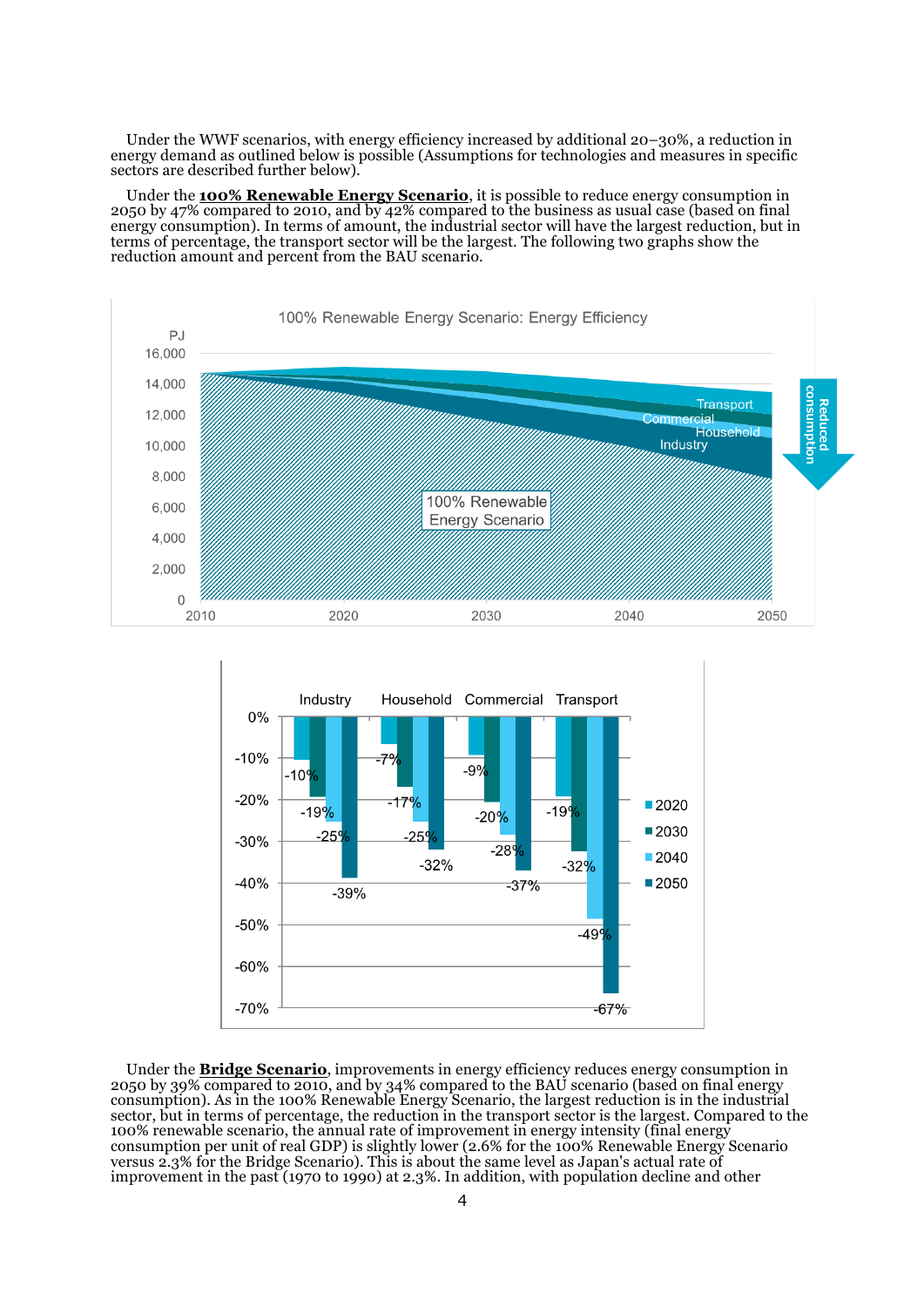Under the WWF scenarios, with energy efficiency increased by additional 20–30%, a reduction in energy demand as outlined below is possible (Assumptions for technologies and measures in specific sectors are described further below).

Under the **100% Renewable Energy Scenario**, it is possible to reduce energy consumption in 2050 by 47% compared to 2010, and by 42% compared to the business as usual case (based on final energy consumption). In terms of amount, the industrial sector will have the largest reduction, but in terms of percentage, the transport sector will be the largest. The following two graphs show the reduction amount and percent from the BAU scenario.

Under the **Bridge Scenario**, improvements in energy efficiency reduces energy consumption in 2050 by 39% compared to 2010, and by 34% compared to the BAU scenario (based on final energy consumption). As in the 100% Renewable Energy Scenario, the largest reduction is in the industrial sector, but in terms of percentage, the reduction in the transport sector is the largest. Compared to the 100% renewable scenario, the annual rate of improvement in energy intensity (final energy consumption per unit of real GDP) is slightly lower (2.6% for the 100% Renewable Energy Scenario versus 2.3% for the Bridge Scenario). This is about the same level as Japan's actual rate of improvement in the past (1970 to 1990) at 2.3%. In addition, with population decline and other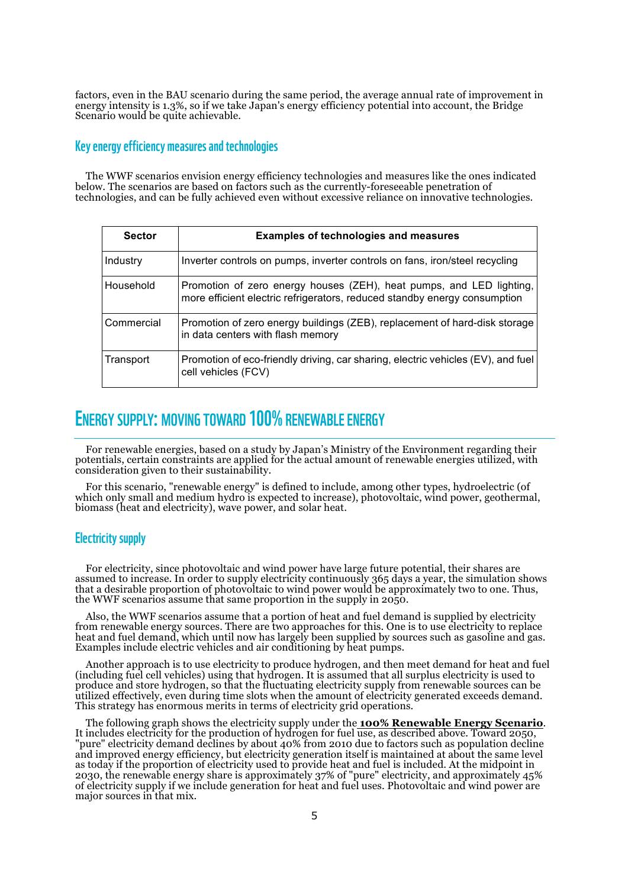factors, even in the BAU scenario during the same period, the average annual rate of improvement in energy intensity is 1.3%, so if we take Japan's energy efficiency potential into account, the Bridge Scenario would be quite achievable.

### Key energy efficiency measures and technologies

The WWF scenarios envision energy efficiency technologies and measures like the ones indicated below. The scenarios are based on factors such as the currently-foreseeable penetration of technologies, and can be fully achieved even without excessive reliance on innovative technologies.

| Sector | Examples of technologies and measures |
|---|---|
| Industry | Inverter controls on pumps, inverter controls on fans, iron/steel recycling |
| Household | Promotion of zero energy houses (ZEH), heat pumps, and LED lighting, more efficient electric refrigerators, reduced standby energy consumption |
| Commercial | Promotion of zero energy buildings (ZEB), replacement of hard-disk storage in data centers with flash memory |
| Transport | Promotion of eco-friendly driving, car sharing, electric vehicles (EV), and fuel cell vehicles (FCV) |

## Energy supply: moving toward 100% renewable energy

For renewable energies, based on a study by Japan's Ministry of the Environment regarding their potentials, certain constraints are applied for the actual amount of renewable energies utilized, with consideration given to their sustainability.

For this scenario, "renewable energy" is defined to include, among other types, hydroelectric (of which only small and medium hydro is expected to increase), photovoltaic, wind power, geothermal, biomass (heat and electricity), wave power, and solar heat.

### Electricity supply

For electricity, since photovoltaic and wind power have large future potential, their shares are assumed to increase. In order to supply electricity continuously 365 days a year, the simulation shows that a desirable proportion of photovoltaic to wind power would be approximately two to one. Thus, the WWF scenarios assume that same proportion in the supply in 2050.

Also, the WWF scenarios assume that a portion of heat and fuel demand is supplied by electricity from renewable energy sources. There are two approaches for this. One is to use electricity to replace heat and fuel demand, which until now has largely been supplied by sources such as gasoline and gas. Examples include electric vehicles and air conditioning by heat pumps.

Another approach is to use electricity to produce hydrogen, and then meet demand for heat and fuel (including fuel cell vehicles) using that hydrogen. It is assumed that all surplus electricity is used to produce and store hydrogen, so that the fluctuating electricity supply from renewable sources can be utilized effectively, even during time slots when the amount of electricity generated exceeds demand. This strategy has enormous merits in terms of electricity grid operations.

The following graph shows the electricity supply under the **100% Renewable Energy Scenario**. It includes electricity for the production of hydrogen for fuel use, as described above. Toward 2050, "pure" electricity demand declines by about 40% from 2010 due to factors such as population decline and improved energy efficiency, but electricity generation itself is maintained at about the same level as today if the proportion of electricity used to provide heat and fuel is included. At the midpoint in 2030, the renewable energy share is approximately 37% of "pure" electricity, and approximately 45% of electricity supply if we include generation for heat and fuel uses. Photovoltaic and wind power are major sources in that mix.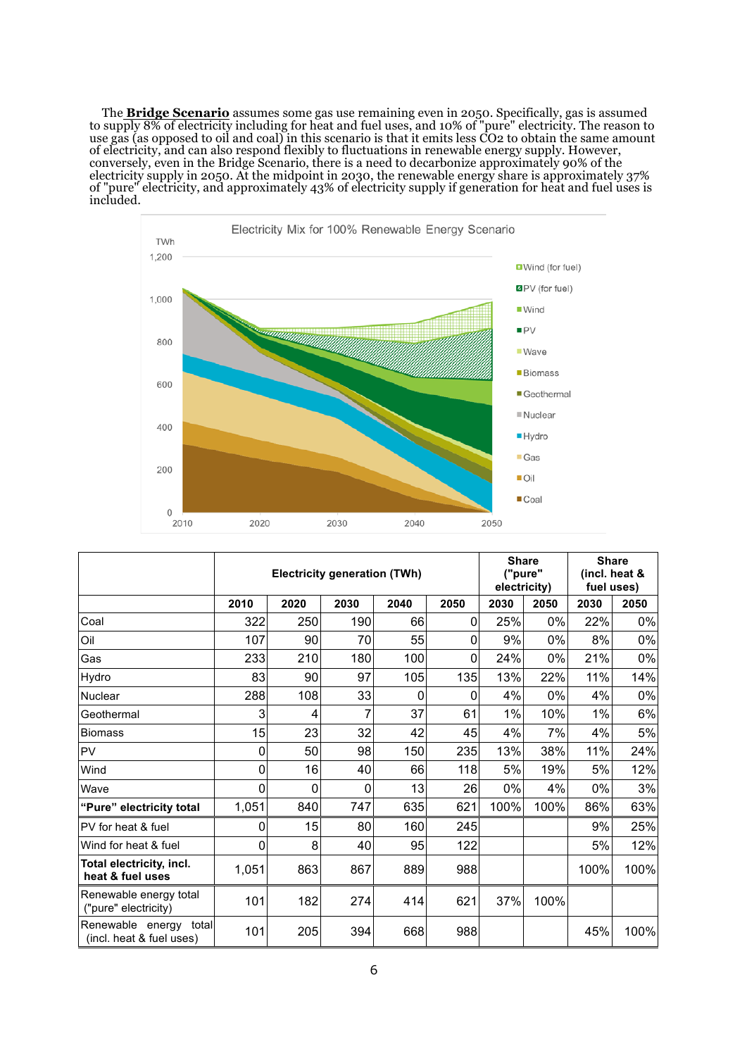The **Bridge Scenario** assumes some gas use remaining even in 2050. Specifically, gas is assumed to supply 8% of electricity including for heat and fuel uses, and 10% of "pure" electricity. The reason to use gas (as opposed to oil and coal) in this scenario is that it emits less $CO_2$ to obtain the same amount of electricity, and can also respond flexibly to fluctuations in renewable energy supply. However, conversely, even in the Bridge Scenario, there is a need to decarbonize approximately 90% of the electricity supply in 2050. At the midpoint in 2030, the renewable energy share is approximately 37% of "pure" electricity, and approximately 43% of electricity supply if generation for heat and fuel uses is included.

Electricity Mix for 100% Renewable Energy Scenario

| | Electricity generation (TWh) | | | | | Share ("pure" electricity) | | Share (incl. heat & fuel uses) | |
|---|---|---|---|---|---|---|---|---|---|
| | 2010 | 2020 | 2030 | 2040 | 2050 | 2030 | 2050 | 2030 | 2050 |
| Coal | 322 | 250 | 190 | 66 | 0 | 25% | 0% | 22% | 0% |
| Oil | 107 | 90 | 70 | 55 | 0 | 9% | 0% | 8% | 0% |
| Gas | 233 | 210 | 180 | 100 | 0 | 24% | 0% | 21% | 0% |
| Hydro | 83 | 90 | 97 | 105 | 135 | 13% | 22% | 11% | 14% |
| Nuclear | 288 | 108 | 33 | 0 | 0 | 4% | 0% | 4% | 0% |
| Geothermal | 3 | 4 | 7 | 37 | 61 | 1% | 10% | 1% | 6% |
| Biomass | 15 | 23 | 32 | 42 | 45 | 4% | 7% | 4% | 5% |
| PV | 0 | 50 | 98 | 150 | 235 | 13% | 38% | 11% | 24% |
| Wind | 0 | 16 | 40 | 66 | 118 | 5% | 19% | 5% | 12% |
| Wave | 0 | 0 | 0 | 13 | 26 | 0% | 4% | 0% | 3% |
| **"Pure" electricity total** | 1,051 | 840 | 747 | 635 | 621 | 100% | 100% | 86% | 63% |
| PV for heat & fuel | 0 | 15 | 80 | 160 | 245 | | | 9% | 25% |
| Wind for heat & fuel | 0 | 8 | 40 | 95 | 122 | | | 5% | 12% |
| **Total electricity, incl. heat & fuel uses** | 1,051 | 863 | 867 | 889 | 988 | | | 100% | 100% |
| Renewable energy total ("pure" electricity) | 101 | 182 | 274 | 414 | 621 | 37% | 100% | | |
| Renewable energy total (incl. heat & fuel uses) | 101 | 205 | 394 | 668 | 988 | | | 45% | 100% |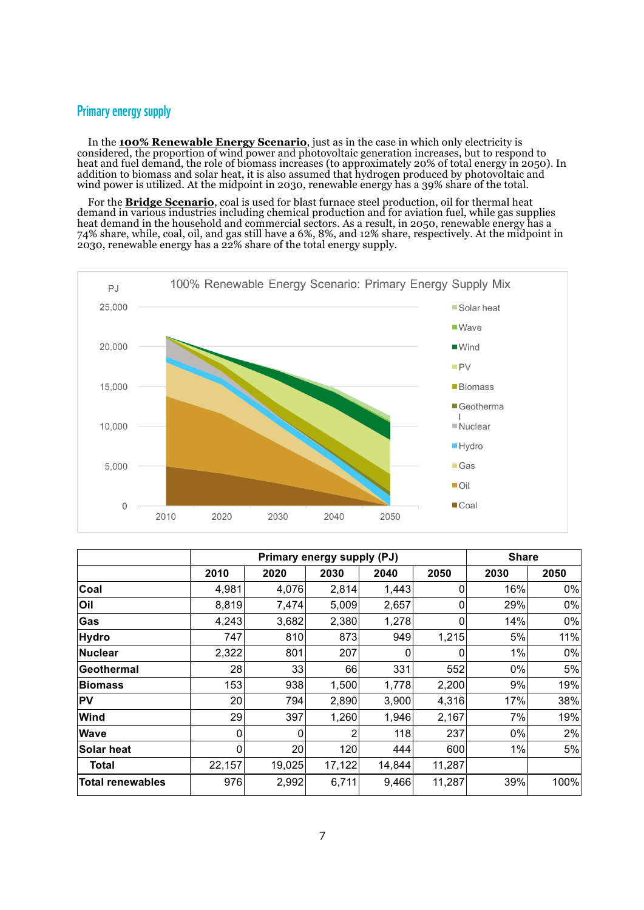## Primary energy supply

In the **100% Renewable Energy Scenario**, just as in the case in which only electricity is considered, the proportion of wind power and photovoltaic generation increases, but to respond to heat and fuel demand, the role of biomass increases (to approximately 20% of total energy in 2050). In addition to biomass and solar heat, it is also assumed that hydrogen produced by photovoltaic and wind power is utilized. At the midpoint in 2030, renewable energy has a 39% share of the total.

For the **Bridge Scenario**, coal is used for blast furnace steel production, oil for thermal heat demand in various industries including chemical production and for aviation fuel, while gas supplies heat demand in the household and commercial sectors. As a result, in 2050, renewable energy has a 74% share, while, coal, oil, and gas still have a 6%, 8%, and 12% share, respectively. At the midpoint in 2030, renewable energy has a 22% share of the total energy supply.

100% Renewable Energy Scenario: Primary Energy Supply Mix

| | Primary energy supply (PJ) | | | | | Share | |
|---|---|---|---|---|---|---|---|
| | 2010 | 2020 | 2030 | 2040 | 2050 | 2030 | 2050 |
| Coal | 4,981 | 4,076 | 2,814 | 1,443 | 0 | 16% | 0% |
| Oil | 8,819 | 7,474 | 5,009 | 2,657 | 0 | 29% | 0% |
| Gas | 4,243 | 3,682 | 2,380 | 1,278 | 0 | 14% | 0% |
| Hydro | 747 | 810 | 873 | 949 | 1,215 | 5% | 11% |
| Nuclear | 2,322 | 801 | 207 | 0 | 0 | 1% | 0% |
| Geothermal | 28 | 33 | 66 | 331 | 552 | 0% | 5% |
| Biomass | 153 | 938 | 1,500 | 1,778 | 2,200 | 9% | 19% |
| PV | 20 | 794 | 2,890 | 3,900 | 4,316 | 17% | 38% |
| Wind | 29 | 397 | 1,260 | 1,946 | 2,167 | 7% | 19% |
| Wave | 0 | 0 | 2 | 118 | 237 | 0% | 2% |
| Solar heat | 0 | 20 | 120 | 444 | 600 | 1% | 5% |
| Total | 22,157 | 19,025 | 17,122 | 14,844 | 11,287 | | |
| Total renewables | 976 | 2,992 | 6,711 | 9,466 | 11,287 | 39% | 100% |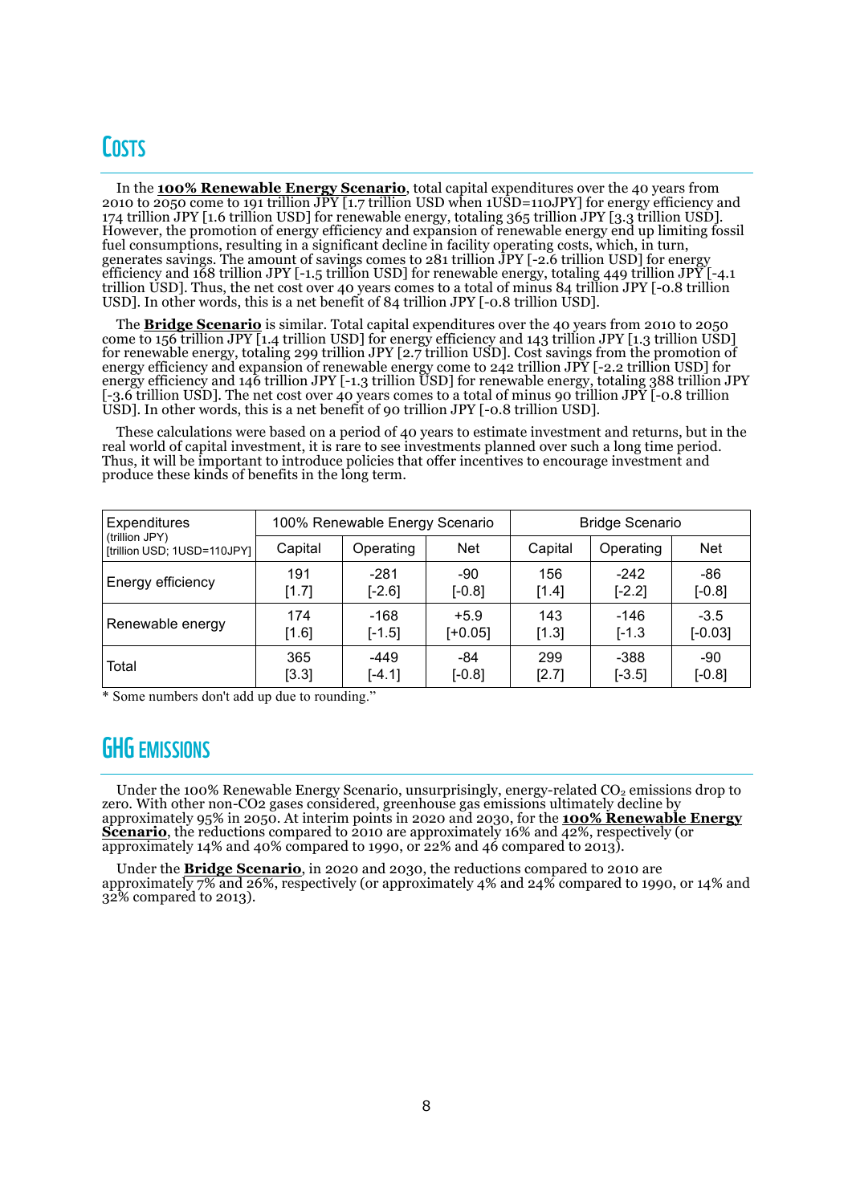## Costs

In the **100% Renewable Energy Scenario**, total capital expenditures over the 40 years from 2010 to 2050 come to 191 trillion JPY [1.7 trillion USD when 1USD=110JPY] for energy efficiency and 174 trillion JPY [1.6 trillion USD] for renewable energy, totaling 365 trillion JPY [3.3 trillion USD]. However, the promotion of energy efficiency and expansion of renewable energy end up limiting fossil fuel consumptions, resulting in a significant decline in facility operating costs, which, in turn, generates savings. The amount of savings comes to 281 trillion JPY [-2.6 trillion USD] for energy efficiency and 168 trillion JPY [-1.5 trillion USD] for renewable energy, totaling 449 trillion JPY [-4.1 trillion USD]. Thus, the net cost over 40 years comes to a total of minus 84 trillion JPY [-0.8 trillion USD]. In other words, this is a net benefit of 84 trillion JPY [-0.8 trillion USD].

The **Bridge Scenario** is similar. Total capital expenditures over the 40 years from 2010 to 2050 come to 156 trillion JPY [1.4 trillion USD] for energy efficiency and 143 trillion JPY [1.3 trillion USD] for renewable energy, totaling 299 trillion JPY [2.7 trillion USD]. Cost savings from the promotion of energy efficiency and expansion of renewable energy come to 242 trillion JPY [-2.2 trillion USD] for energy efficiency and 146 trillion JPY [-1.3 trillion USD] for renewable energy, totaling 388 trillion JPY [-3.6 trillion USD]. The net cost over 40 years comes to a total of minus 90 trillion JPY [-0.8 trillion USD]. In other words, this is a net benefit of 90 trillion JPY [-0.8 trillion USD].

These calculations were based on a period of 40 years to estimate investment and returns, but in the real world of capital investment, it is rare to see investments planned over such a long time period. Thus, it will be important to introduce policies that offer incentives to encourage investment and produce these kinds of benefits in the long term.

| Expenditures (trillion JPY) [trillion USD; 1USD=110JPY] | 100% Renewable Energy Scenario | | | Bridge Scenario | | |
|---|---|---|---|---|---|---|
| | Capital | Operating | Net | Capital | Operating | Net |
| Energy efficiency | 191 [1.7] | -281 [-2.6] | -90 [-0.8] | 156 [1.4] | -242 [-2.2] | -86 [-0.8] |
| Renewable energy | 174 [1.6] | -168 [-1.5] | +5.9 [+0.05] | 143 [1.3] | -146 [-1.3 | -3.5 [-0.03] |
| Total | 365 [3.3] | -449 [-4.1] | -84 [-0.8] | 299 [2.7] | -388 [-3.5] | -90 [-0.8] |

* Some numbers don't add up due to rounding."

## GHG Emissions

Under the 100% Renewable Energy Scenario, unsurprisingly, energy-related $CO_2$ emissions drop to zero. With other non-CO2 gases considered, greenhouse gas emissions ultimately decline by approximately 95% in 2050. At interim points in 2020 and 2030, for the **100% Renewable Energy Scenario**, the reductions compared to 2010 are approximately 16% and 42%, respectively (or approximately 14% and 40% compared to 1990, or 22% and 46 compared to 2013).

Under the **Bridge Scenario**, in 2020 and 2030, the reductions compared to 2010 are approximately 7% and 26%, respectively (or approximately 4% and 24% compared to 1990, or 14% and 32% compared to 2013).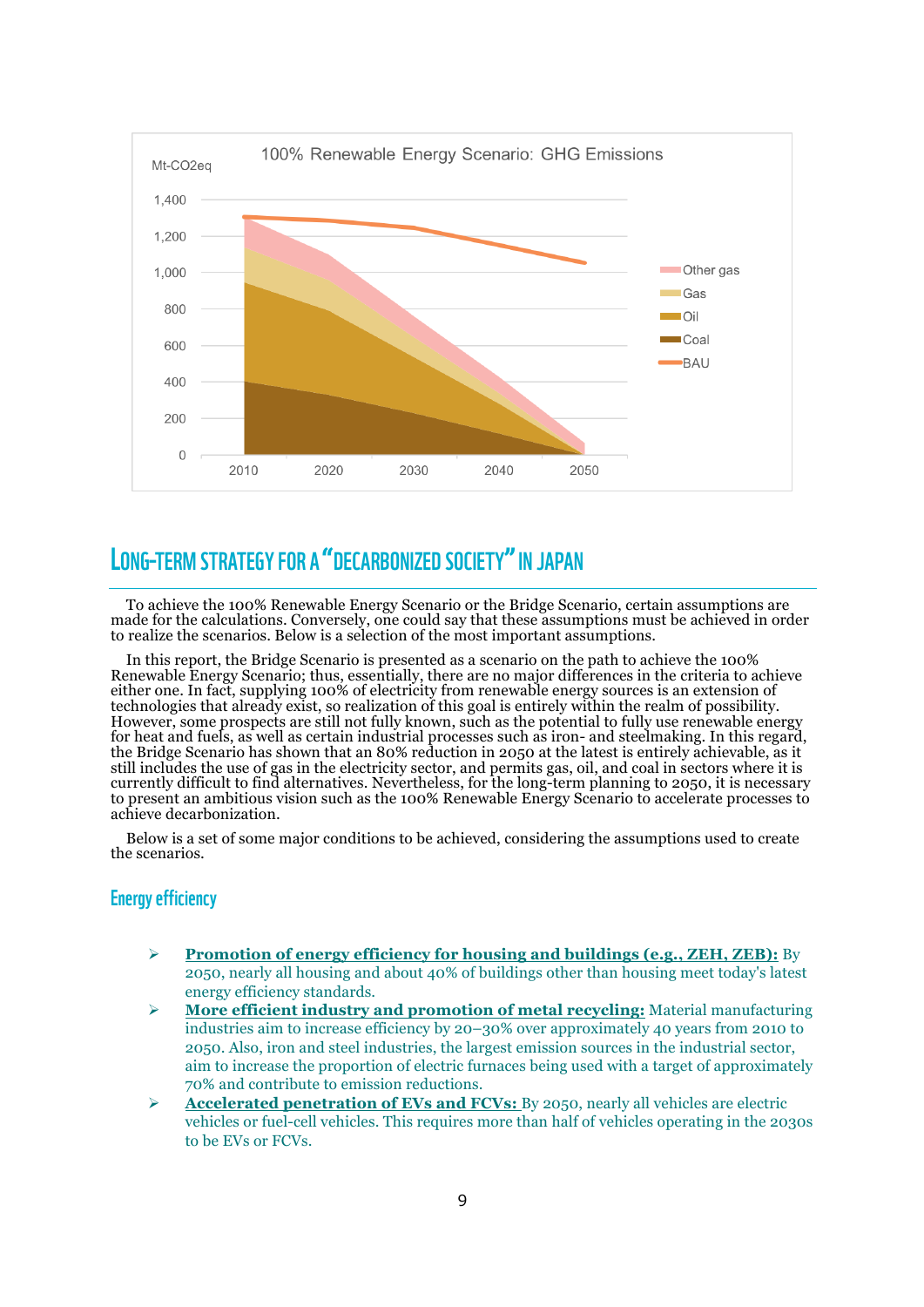## Long-term Strategy for a "Decarbonized Society" in Japan

To achieve the 100% Renewable Energy Scenario or the Bridge Scenario, certain assumptions are made for the calculations. Conversely, one could say that these assumptions must be achieved in order to realize the scenarios. Below is a selection of the most important assumptions.

In this report, the Bridge Scenario is presented as a scenario on the path to achieve the 100% Renewable Energy Scenario; thus, essentially, there are no major differences in the criteria to achieve either one. In fact, supplying 100% of electricity from renewable energy sources is an extension of technologies that already exist, so realization of this goal is entirely within the realm of possibility. However, some prospects are still not fully known, such as the potential to fully use renewable energy for heat and fuels, as well as certain industrial processes such as iron- and steelmaking. In this regard, the Bridge Scenario has shown that an 80% reduction in 2050 at the latest is entirely achievable, as it still includes the use of gas in the electricity sector, and permits gas, oil, and coal in sectors where it is currently difficult to find alternatives. Nevertheless, for the long-term planning to 2050, it is necessary to present an ambitious vision such as the 100% Renewable Energy Scenario to accelerate processes to achieve decarbonization.

Below is a set of some major conditions to be achieved, considering the assumptions used to create the scenarios.

### Energy efficiency

- **Promotion of energy efficiency for housing and buildings (e.g., ZEH, ZEB):** By 2050, nearly all housing and about 40% of buildings other than housing meet today's latest energy efficiency standards.
- **More efficient industry and promotion of metal recycling:** Material manufacturing industries aim to increase efficiency by 20–30% over approximately 40 years from 2010 to 2050. Also, iron and steel industries, the largest emission sources in the industrial sector, aim to increase the proportion of electric furnaces being used with a target of approximately 70% and contribute to emission reductions.
- **Accelerated penetration of EVs and FCVs:** By 2050, nearly all vehicles are electric vehicles or fuel-cell vehicles. This requires more than half of vehicles operating in the 2030s to be EVs or FCVs.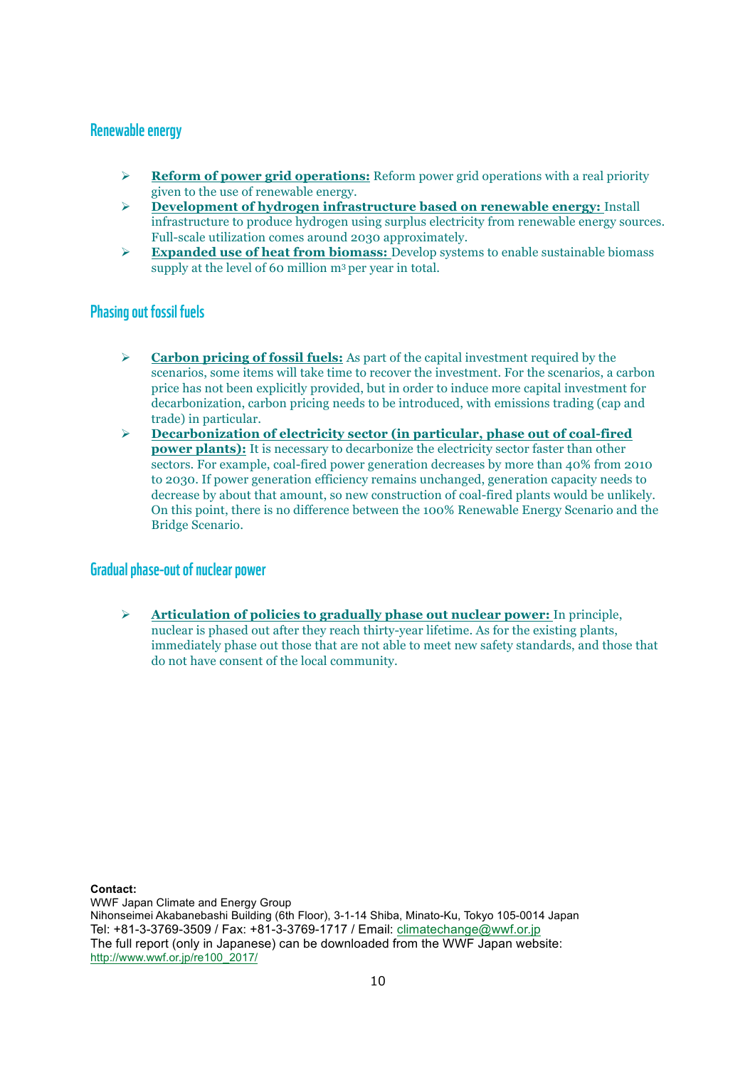## Renewable energy

- **Reform of power grid operations:** Reform power grid operations with a real priority given to the use of renewable energy.
- **Development of hydrogen infrastructure based on renewable energy:** Install infrastructure to produce hydrogen using surplus electricity from renewable energy sources. Full-scale utilization comes around 2030 approximately.
- **Expanded use of heat from biomass:** Develop systems to enable sustainable biomass supply at the level of 60 million $m^3$ per year in total.

## Phasing out fossil fuels

- **Carbon pricing of fossil fuels:** As part of the capital investment required by the scenarios, some items will take time to recover the investment. For the scenarios, a carbon price has not been explicitly provided, but in order to induce more capital investment for decarbonization, carbon pricing needs to be introduced, with emissions trading (cap and trade) in particular.
- **Decarbonization of electricity sector (in particular, phase out of coal-fired power plants):** It is necessary to decarbonize the electricity sector faster than other sectors. For example, coal-fired power generation decreases by more than 40% from 2010 to 2030. If power generation efficiency remains unchanged, generation capacity needs to decrease by about that amount, so new construction of coal-fired plants would be unlikely. On this point, there is no difference between the 100% Renewable Energy Scenario and the Bridge Scenario.

## Gradual phase-out of nuclear power

- **Articulation of policies to gradually phase out nuclear power:** In principle, nuclear is phased out after they reach thirty-year lifetime. As for the existing plants, immediately phase out those that are not able to meet new safety standards, and those that do not have consent of the local community.

**Contact:**
WWF Japan Climate and Energy Group
Nihonseimei Akabanebashi Building (6th Floor), 3-1-14 Shiba, Minato-Ku, Tokyo 105-0014 Japan
Tel: +81-3-3769-3509 / Fax: +81-3-3769-1717 / Email: climatechange@wwf.or.jp
The full report (only in Japanese) can be downloaded from the WWF Japan website:
http://www.wwf.or.jp/re100_2017/